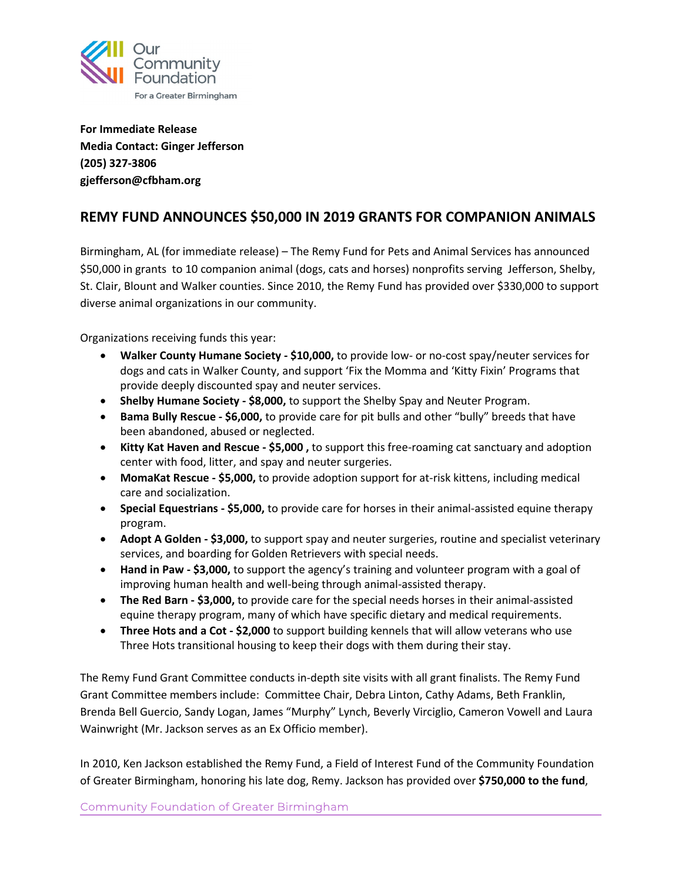Our Community Foundation
For a Greater Birmingham

**For Immediate Release**
**Media Contact: Ginger Jefferson**
**(205) 327-3806**
**gjefferson@cfbham.org**

## REMY FUND ANNOUNCES $50,000 IN 2019 GRANTS FOR COMPANION ANIMALS

Birmingham, AL (for immediate release) – The Remy Fund for Pets and Animal Services has announced $50,000 in grants to 10 companion animal (dogs, cats and horses) nonprofits serving Jefferson, Shelby, St. Clair, Blount and Walker counties. Since 2010, the Remy Fund has provided over $330,000 to support diverse animal organizations in our community.

Organizations receiving funds this year:

- **Walker County Humane Society - $10,000,** to provide low- or no-cost spay/neuter services for dogs and cats in Walker County, and support 'Fix the Momma and 'Kitty Fixin' Programs that provide deeply discounted spay and neuter services.
- **Shelby Humane Society - $8,000,** to support the Shelby Spay and Neuter Program.
- **Bama Bully Rescue - $6,000,** to provide care for pit bulls and other "bully" breeds that have been abandoned, abused or neglected.
- **Kitty Kat Haven and Rescue - $5,000 ,** to support this free-roaming cat sanctuary and adoption center with food, litter, and spay and neuter surgeries.
- **MomaKat Rescue - $5,000,** to provide adoption support for at-risk kittens, including medical care and socialization.
- **Special Equestrians - $5,000,** to provide care for horses in their animal-assisted equine therapy program.
- **Adopt A Golden - $3,000,** to support spay and neuter surgeries, routine and specialist veterinary services, and boarding for Golden Retrievers with special needs.
- **Hand in Paw - $3,000,** to support the agency's training and volunteer program with a goal of improving human health and well-being through animal-assisted therapy.
- **The Red Barn - $3,000,** to provide care for the special needs horses in their animal-assisted equine therapy program, many of which have specific dietary and medical requirements.
- **Three Hots and a Cot - $2,000** to support building kennels that will allow veterans who use Three Hots transitional housing to keep their dogs with them during their stay.

The Remy Fund Grant Committee conducts in-depth site visits with all grant finalists. The Remy Fund Grant Committee members include: Committee Chair, Debra Linton, Cathy Adams, Beth Franklin, Brenda Bell Guercio, Sandy Logan, James "Murphy" Lynch, Beverly Virciglio, Cameron Vowell and Laura Wainwright (Mr. Jackson serves as an Ex Officio member).

In 2010, Ken Jackson established the Remy Fund, a Field of Interest Fund of the Community Foundation of Greater Birmingham, honoring his late dog, Remy. Jackson has provided over **$750,000 to the fund**,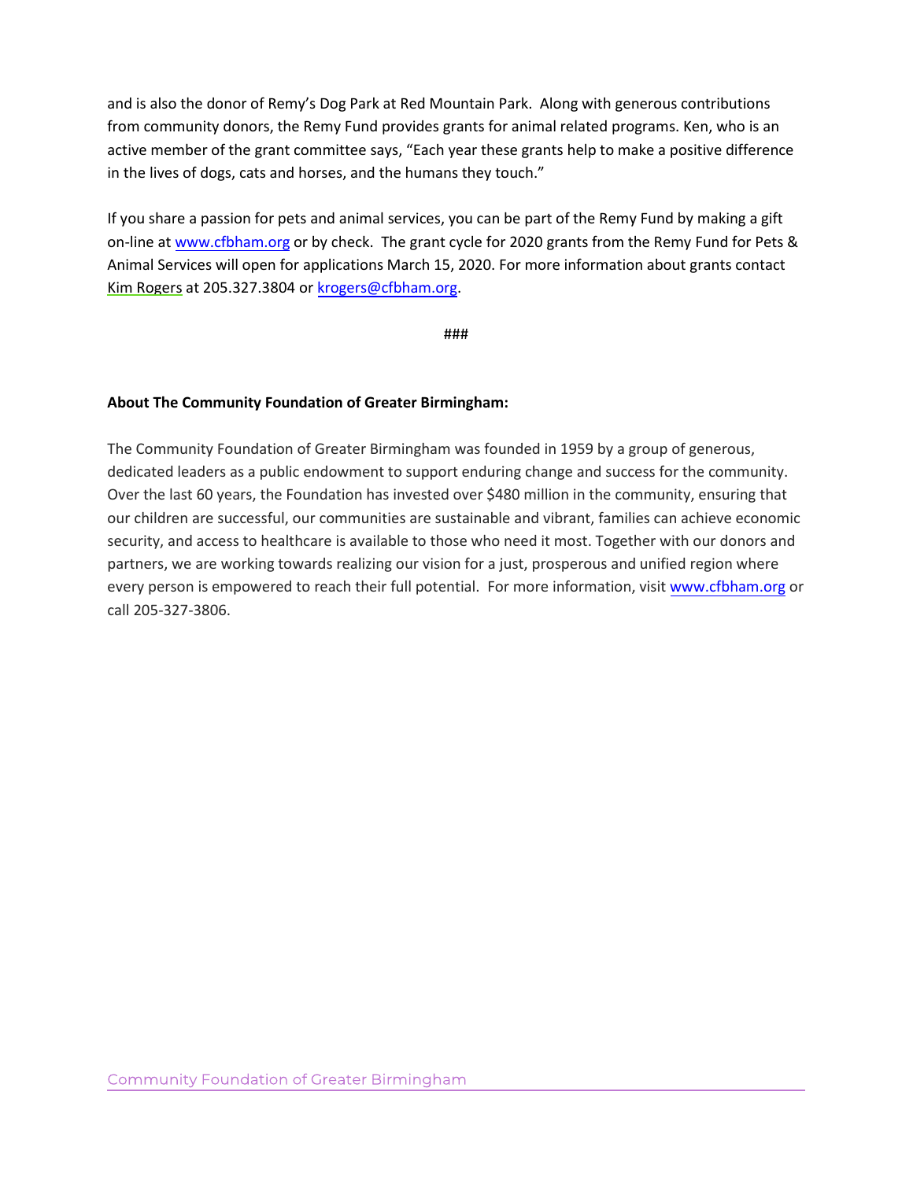and is also the donor of Remy's Dog Park at Red Mountain Park. Along with generous contributions from community donors, the Remy Fund provides grants for animal related programs. Ken, who is an active member of the grant committee says, "Each year these grants help to make a positive difference in the lives of dogs, cats and horses, and the humans they touch."

If you share a passion for pets and animal services, you can be part of the Remy Fund by making a gift on-line at www.cfbham.org or by check. The grant cycle for 2020 grants from the Remy Fund for Pets & Animal Services will open for applications March 15, 2020. For more information about grants contact Kim Rogers at 205.327.3804 or krogers@cfbham.org.

###

**About The Community Foundation of Greater Birmingham:**

The Community Foundation of Greater Birmingham was founded in 1959 by a group of generous, dedicated leaders as a public endowment to support enduring change and success for the community. Over the last 60 years, the Foundation has invested over $480 million in the community, ensuring that our children are successful, our communities are sustainable and vibrant, families can achieve economic security, and access to healthcare is available to those who need it most. Together with our donors and partners, we are working towards realizing our vision for a just, prosperous and unified region where every person is empowered to reach their full potential. For more information, visit www.cfbham.org or call 205-327-3806.